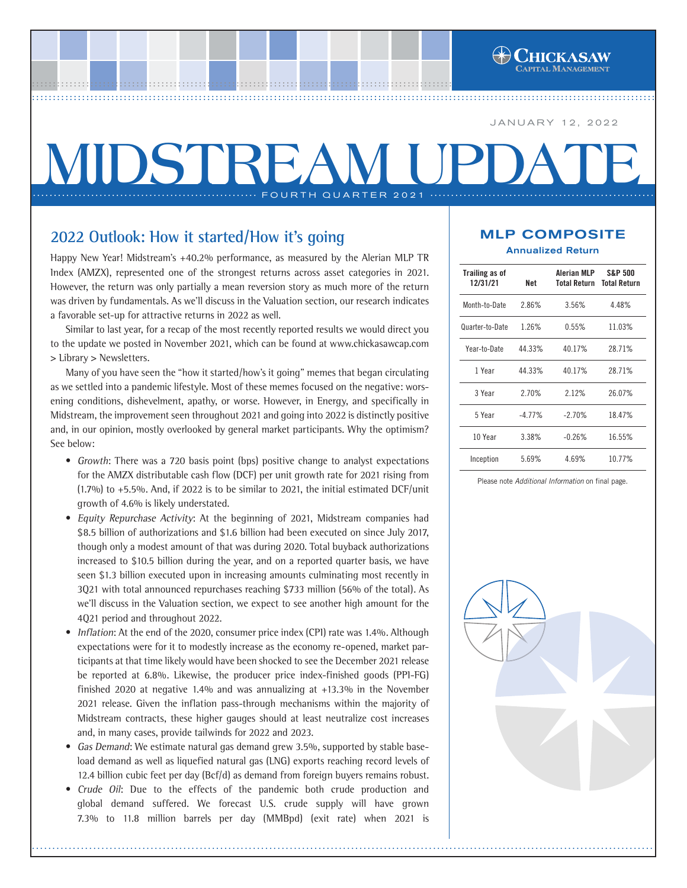JANUARY 12, 2022

# MIDSTREAM UPDATE

FOURTH QUARTER 2021

## 2022 Outlook: How it started/How it's going

Happy New Year! Midstream's +40.2% performance, as measured by the Alerian MLP TR Index (AMZX), represented one of the strongest returns across asset categories in 2021. However, the return was only partially a mean reversion story as much more of the return was driven by fundamentals. As we'll discuss in the Valuation section, our research indicates a favorable set-up for attractive returns in 2022 as well.

Similar to last year, for a recap of the most recently reported results we would direct you to the update we posted in November 2021, which can be found at www.chickasawcap.com > Library > Newsletters.

Many of you have seen the "how it started/how's it going" memes that began circulating as we settled into a pandemic lifestyle. Most of these memes focused on the negative: worsening conditions, dishevelment, apathy, or worse. However, in Energy, and specifically in Midstream, the improvement seen throughout 2021 and going into 2022 is distinctly positive and, in our opinion, mostly overlooked by general market participants. Why the optimism? See below:

- *Growth*: There was a 720 basis point (bps) positive change to analyst expectations for the AMZX distributable cash flow (DCF) per unit growth rate for 2021 rising from (1.7%) to +5.5%. And, if 2022 is to be similar to 2021, the initial estimated DCF/unit growth of 4.6% is likely understated.
- *Equity Repurchase Activity*: At the beginning of 2021, Midstream companies had $8.5 billion of authorizations and $1.6 billion had been executed on since July 2017, though only a modest amount of that was during 2020. Total buyback authorizations increased to $10.5 billion during the year, and on a reported quarter basis, we have seen $1.3 billion executed upon in increasing amounts culminating most recently in 3Q21 with total announced repurchases reaching $733 million (56% of the total). As we'll discuss in the Valuation section, we expect to see another high amount for the 4Q21 period and throughout 2022.
- *Inflation*: At the end of the 2020, consumer price index (CPI) rate was 1.4%. Although expectations were for it to modestly increase as the economy re-opened, market participants at that time likely would have been shocked to see the December 2021 release be reported at 6.8%. Likewise, the producer price index-finished goods (PPI-FG) finished 2020 at negative 1.4% and was annualizing at +13.3% in the November 2021 release. Given the inflation pass-through mechanisms within the majority of Midstream contracts, these higher gauges should at least neutralize cost increases and, in many cases, provide tailwinds for 2022 and 2023.
- *Gas Demand*: We estimate natural gas demand grew 3.5%, supported by stable base-load demand as well as liquefied natural gas (LNG) exports reaching record levels of 12.4 billion cubic feet per day (Bcf/d) as demand from foreign buyers remains robust.
- *Crude Oil*: Due to the effects of the pandemic both crude production and global demand suffered. We forecast U.S. crude supply will have grown 7.3% to 11.8 million barrels per day (MMBpd) (exit rate) when 2021 is

### MLP COMPOSITE

**Annualized Return**

| Trailing as of 12/31/21 | Net | Alerian MLP Total Return | S&P 500 Total Return |
|---|---|---|---|
| Month-to-Date | 2.86% | 3.56% | 4.48% |
| Quarter-to-Date | 1.26% | 0.55% | 11.03% |
| Year-to-Date | 44.33% | 40.17% | 28.71% |
| 1 Year | 44.33% | 40.17% | 28.71% |
| 3 Year | 2.70% | 2.12% | 26.07% |
| 5 Year | -4.77% | -2.70% | 18.47% |
| 10 Year | 3.38% | -0.26% | 16.55% |
| Inception | 5.69% | 4.69% | 10.77% |

Please note *Additional Information* on final page.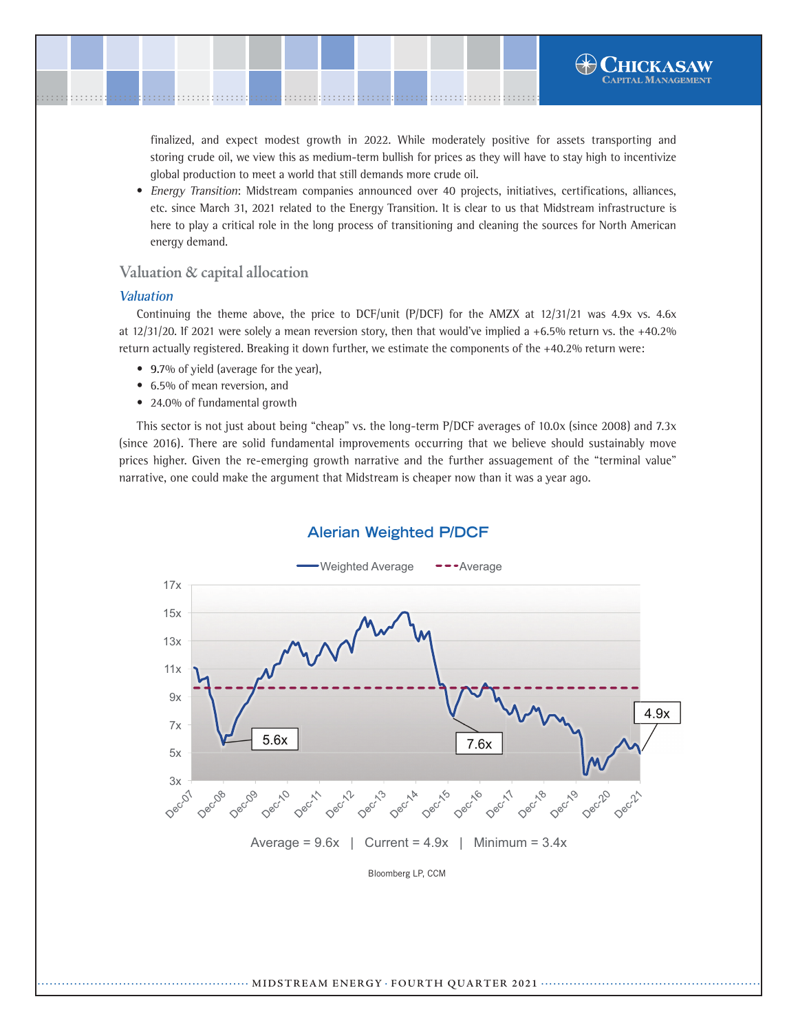finalized, and expect modest growth in 2022. While moderately positive for assets transporting and storing crude oil, we view this as medium-term bullish for prices as they will have to stay high to incentivize global production to meet a world that still demands more crude oil.

- *Energy Transition*: Midstream companies announced over 40 projects, initiatives, certifications, alliances, etc. since March 31, 2021 related to the Energy Transition. It is clear to us that Midstream infrastructure is here to play a critical role in the long process of transitioning and cleaning the sources for North American energy demand.

## Valuation & capital allocation

### *Valuation*

Continuing the theme above, the price to DCF/unit (P/DCF) for the AMZX at 12/31/21 was 4.9x vs. 4.6x at 12/31/20. If 2021 were solely a mean reversion story, then that would've implied a +6.5% return vs. the +40.2% return actually registered. Breaking it down further, we estimate the components of the +40.2% return were:

- 9.7% of yield (average for the year),
- 6.5% of mean reversion, and
- 24.0% of fundamental growth

This sector is not just about being "cheap" vs. the long-term P/DCF averages of 10.0x (since 2008) and 7.3x (since 2016). There are solid fundamental improvements occurring that we believe should sustainably move prices higher. Given the re-emerging growth narrative and the further assuagement of the "terminal value" narrative, one could make the argument that Midstream is cheaper now than it was a year ago.

**Alerian Weighted P/DCF**

Average = 9.6x | Current = 4.9x | Minimum = 3.4x

Bloomberg LP, CCM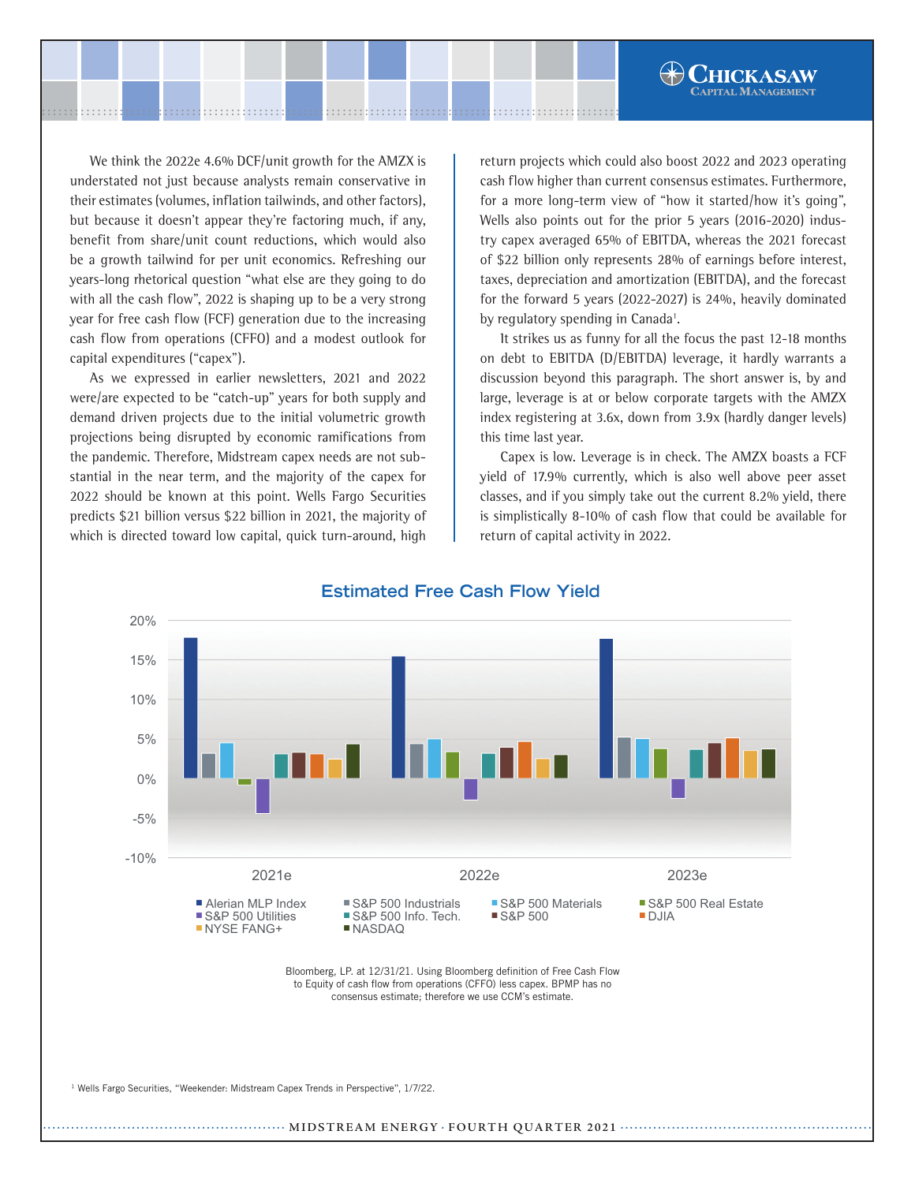We think the 2022e 4.6% DCF/unit growth for the AMZX is understated not just because analysts remain conservative in their estimates (volumes, inflation tailwinds, and other factors), but because it doesn't appear they're factoring much, if any, benefit from share/unit count reductions, which would also be a growth tailwind for per unit economics. Refreshing our years-long rhetorical question "what else are they going to do with all the cash flow", 2022 is shaping up to be a very strong year for free cash flow (FCF) generation due to the increasing cash flow from operations (CFFO) and a modest outlook for capital expenditures ("capex").

As we expressed in earlier newsletters, 2021 and 2022 were/are expected to be "catch-up" years for both supply and demand driven projects due to the initial volumetric growth projections being disrupted by economic ramifications from the pandemic. Therefore, Midstream capex needs are not substantial in the near term, and the majority of the capex for 2022 should be known at this point. Wells Fargo Securities predicts $21 billion versus $22 billion in 2021, the majority of which is directed toward low capital, quick turn-around, high return projects which could also boost 2022 and 2023 operating cash flow higher than current consensus estimates. Furthermore, for a more long-term view of "how it started/how it's going", Wells also points out for the prior 5 years (2016-2020) industry capex averaged 65% of EBITDA, whereas the 2021 forecast of $22 billion only represents 28% of earnings before interest, taxes, depreciation and amortization (EBITDA), and the forecast for the forward 5 years (2022-2027) is 24%, heavily dominated by regulatory spending in Canada[1].

It strikes us as funny for all the focus the past 12-18 months on debt to EBITDA (D/EBITDA) leverage, it hardly warrants a discussion beyond this paragraph. The short answer is, by and large, leverage is at or below corporate targets with the AMZX index registering at 3.6x, down from 3.9x (hardly danger levels) this time last year.

Capex is low. Leverage is in check. The AMZX boasts a FCF yield of 17.9% currently, which is also well above peer asset classes, and if you simply take out the current 8.2% yield, there is simplistically 8-10% of cash flow that could be available for return of capital activity in 2022.

## Estimated Free Cash Flow Yield

Legend: Alerian MLP Index, S&P 500 Industrials, S&P 500 Materials, S&P 500 Real Estate, S&P 500 Utilities, S&P 500 Info. Tech., S&P 500, DJIA, NYSE FANG+, NASDAQ

Bloomberg, LP. at 12/31/21. Using Bloomberg definition of Free Cash Flow to Equity of cash flow from operations (CFFO) less capex. BPMP has no consensus estimate; therefore we use CCM's estimate.

[1] Wells Fargo Securities, "Weekender: Midstream Capex Trends in Perspective", 1/7/22.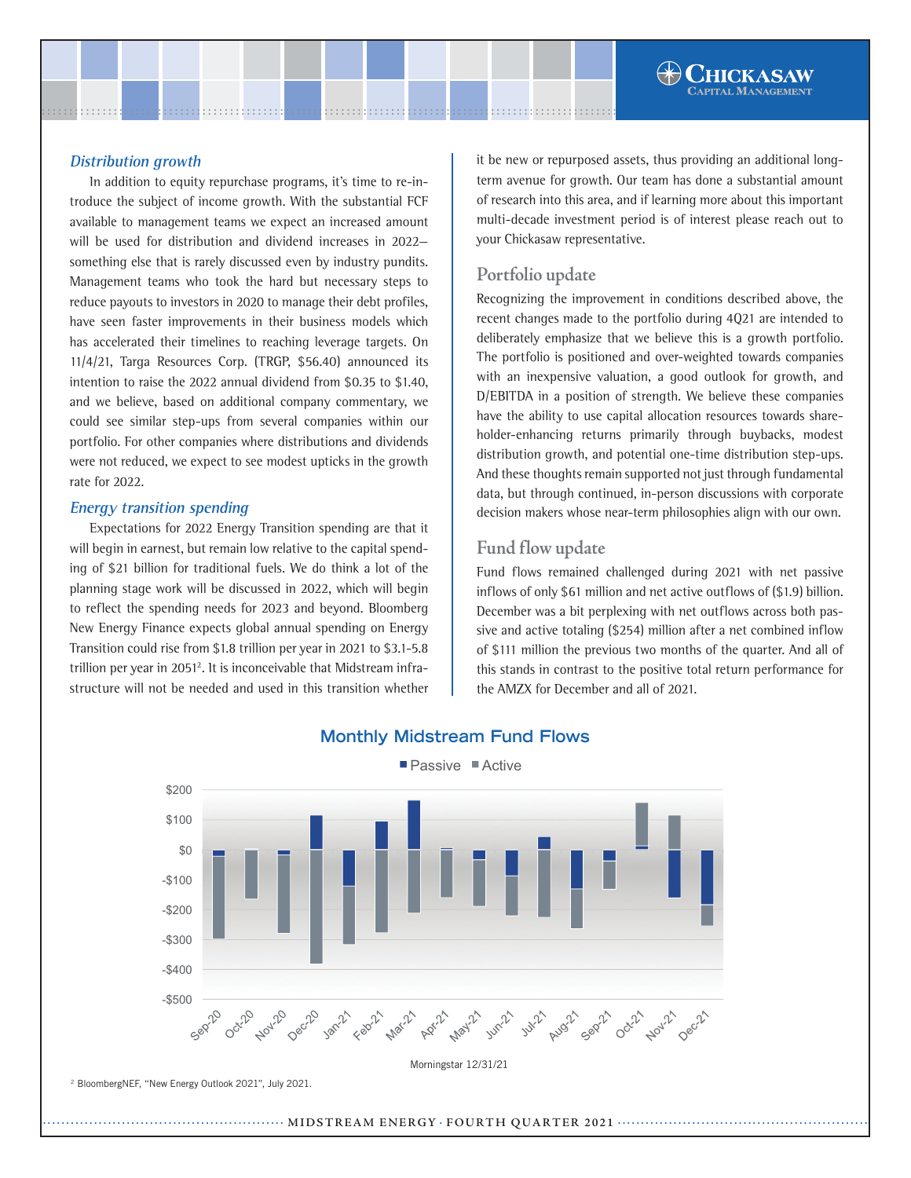### *Distribution growth*

In addition to equity repurchase programs, it's time to re-introduce the subject of income growth. With the substantial FCF available to management teams we expect an increased amount will be used for distribution and dividend increases in 2022—something else that is rarely discussed even by industry pundits. Management teams who took the hard but necessary steps to reduce payouts to investors in 2020 to manage their debt profiles, have seen faster improvements in their business models which has accelerated their timelines to reaching leverage targets. On 11/4/21, Targa Resources Corp. (TRGP, $56.40) announced its intention to raise the 2022 annual dividend from $0.35 to $1.40, and we believe, based on additional company commentary, we could see similar step-ups from several companies within our portfolio. For other companies where distributions and dividends were not reduced, we expect to see modest upticks in the growth rate for 2022.

### *Energy transition spending*

Expectations for 2022 Energy Transition spending are that it will begin in earnest, but remain low relative to the capital spending of $21 billion for traditional fuels. We do think a lot of the planning stage work will be discussed in 2022, which will begin to reflect the spending needs for 2023 and beyond. Bloomberg New Energy Finance expects global annual spending on Energy Transition could rise from $1.8 trillion per year in 2021 to $3.1-5.8 trillion per year in 2051[2]. It is inconceivable that Midstream infrastructure will not be needed and used in this transition whether it be new or repurposed assets, thus providing an additional long-term avenue for growth. Our team has done a substantial amount of research into this area, and if learning more about this important multi-decade investment period is of interest please reach out to your Chickasaw representative.

## Portfolio update

Recognizing the improvement in conditions described above, the recent changes made to the portfolio during 4Q21 are intended to deliberately emphasize that we believe this is a growth portfolio. The portfolio is positioned and over-weighted towards companies with an inexpensive valuation, a good outlook for growth, and D/EBITDA in a position of strength. We believe these companies have the ability to use capital allocation resources towards shareholder-enhancing returns primarily through buybacks, modest distribution growth, and potential one-time distribution step-ups. And these thoughts remain supported not just through fundamental data, but through continued, in-person discussions with corporate decision makers whose near-term philosophies align with our own.

## Fund flow update

Fund flows remained challenged during 2021 with net passive inflows of only $61 million and net active outflows of ($1.9) billion. December was a bit perplexing with net outflows across both passive and active totaling ($254) million after a net combined inflow of $111 million the previous two months of the quarter. And all of this stands in contrast to the positive total return performance for the AMZX for December and all of 2021.

**Monthly Midstream Fund Flows**

Passive · Active

Months: Sep-20, Oct-20, Nov-20, Dec-20, Jan-21, Feb-21, Mar-21, Apr-21, May-21, Jun-21, Jul-21, Aug-21, Sep-21, Oct-21, Nov-21, Dec-21 (y-axis: -$500 to $200)

Morningstar 12/31/21

[2] BloombergNEF, "New Energy Outlook 2021", July 2021.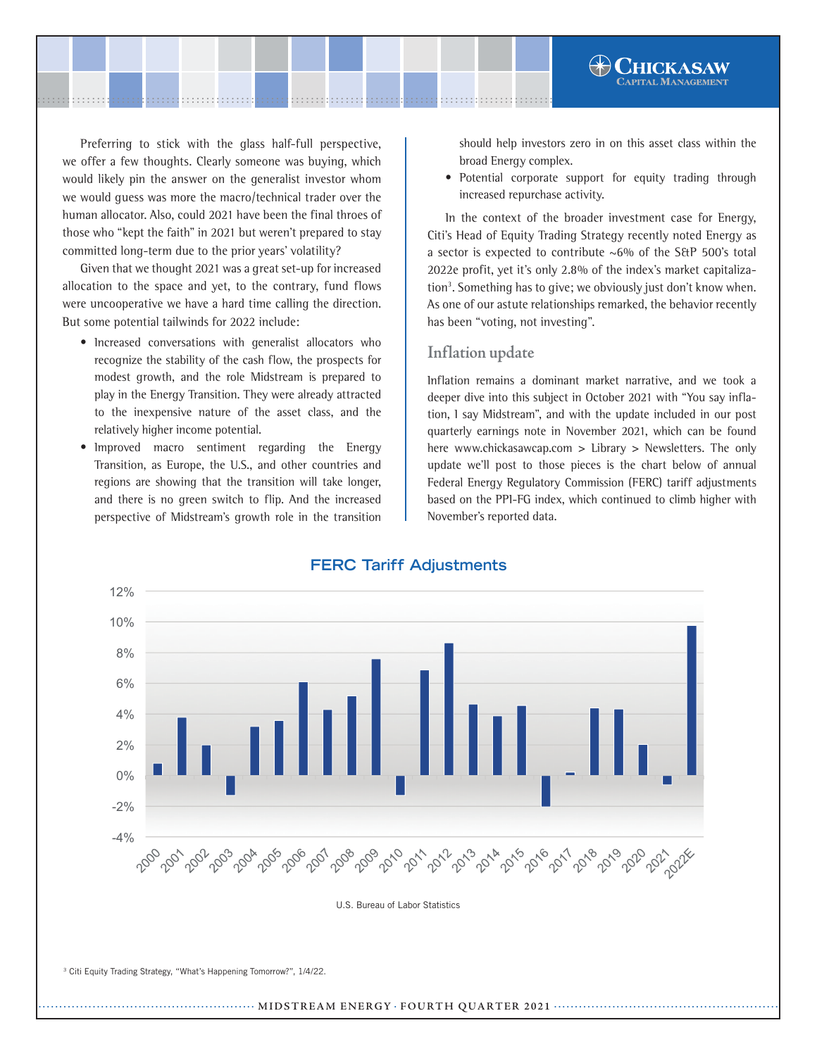Preferring to stick with the glass half-full perspective, we offer a few thoughts. Clearly someone was buying, which would likely pin the answer on the generalist investor whom we would guess was more the macro/technical trader over the human allocator. Also, could 2021 have been the final throes of those who "kept the faith" in 2021 but weren't prepared to stay committed long-term due to the prior years' volatility?

Given that we thought 2021 was a great set-up for increased allocation to the space and yet, to the contrary, fund flows were uncooperative we have a hard time calling the direction. But some potential tailwinds for 2022 include:

- Increased conversations with generalist allocators who recognize the stability of the cash flow, the prospects for modest growth, and the role Midstream is prepared to play in the Energy Transition. They were already attracted to the inexpensive nature of the asset class, and the relatively higher income potential.
- Improved macro sentiment regarding the Energy Transition, as Europe, the U.S., and other countries and regions are showing that the transition will take longer, and there is no green switch to flip. And the increased perspective of Midstream's growth role in the transition should help investors zero in on this asset class within the broad Energy complex.
- Potential corporate support for equity trading through increased repurchase activity.

In the context of the broader investment case for Energy, Citi's Head of Equity Trading Strategy recently noted Energy as a sector is expected to contribute ~6% of the S&P 500's total 2022e profit, yet it's only 2.8% of the index's market capitalization[3]. Something has to give; we obviously just don't know when. As one of our astute relationships remarked, the behavior recently has been "voting, not investing".

## Inflation update

Inflation remains a dominant market narrative, and we took a deeper dive into this subject in October 2021 with "You say inflation, I say Midstream", and with the update included in our post quarterly earnings note in November 2021, which can be found here www.chickasawcap.com > Library > Newsletters. The only update we'll post to those pieces is the chart below of annual Federal Energy Regulatory Commission (FERC) tariff adjustments based on the PPI-FG index, which continued to climb higher with November's reported data.

**FERC Tariff Adjustments**

U.S. Bureau of Labor Statistics

[3] Citi Equity Trading Strategy, "What's Happening Tomorrow?", 1/4/22.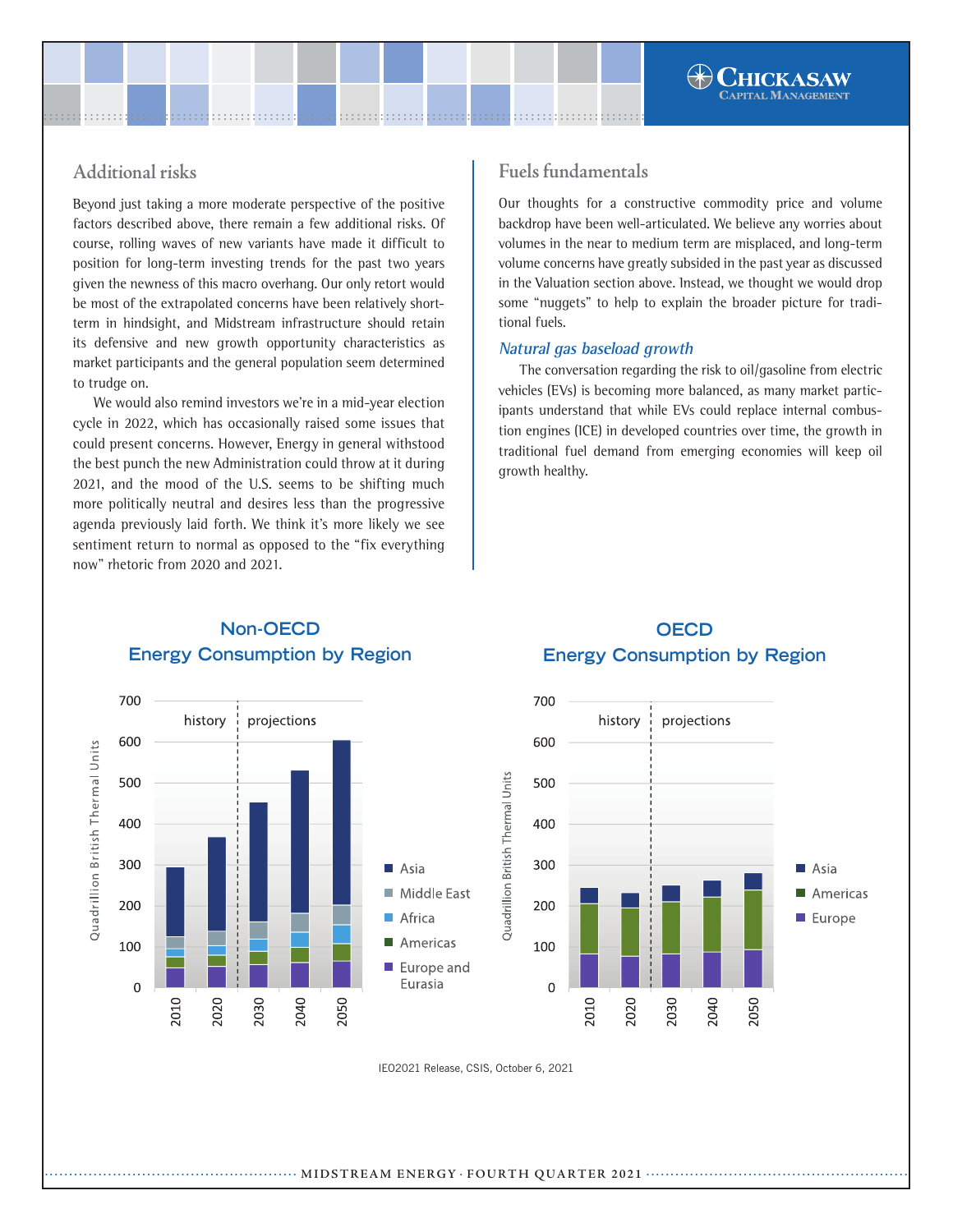## Additional risks

Beyond just taking a more moderate perspective of the positive factors described above, there remain a few additional risks. Of course, rolling waves of new variants have made it difficult to position for long-term investing trends for the past two years given the newness of this macro overhang. Our only retort would be most of the extrapolated concerns have been relatively short-term in hindsight, and Midstream infrastructure should retain its defensive and new growth opportunity characteristics as market participants and the general population seem determined to trudge on.

We would also remind investors we're in a mid-year election cycle in 2022, which has occasionally raised some issues that could present concerns. However, Energy in general withstood the best punch the new Administration could throw at it during 2021, and the mood of the U.S. seems to be shifting much more politically neutral and desires less than the progressive agenda previously laid forth. We think it's more likely we see sentiment return to normal as opposed to the "fix everything now" rhetoric from 2020 and 2021.

## Fuels fundamentals

Our thoughts for a constructive commodity price and volume backdrop have been well-articulated. We believe any worries about volumes in the near to medium term are misplaced, and long-term volume concerns have greatly subsided in the past year as discussed in the Valuation section above. Instead, we thought we would drop some "nuggets" to help to explain the broader picture for traditional fuels.

### *Natural gas baseload growth*

The conversation regarding the risk to oil/gasoline from electric vehicles (EVs) is becoming more balanced, as many market participants understand that while EVs could replace internal combustion engines (ICE) in developed countries over time, the growth in traditional fuel demand from emerging economies will keep oil growth healthy.

**Non-OECD Energy Consumption by Region**

**OECD Energy Consumption by Region**

IEO2021 Release, CSIS, October 6, 2021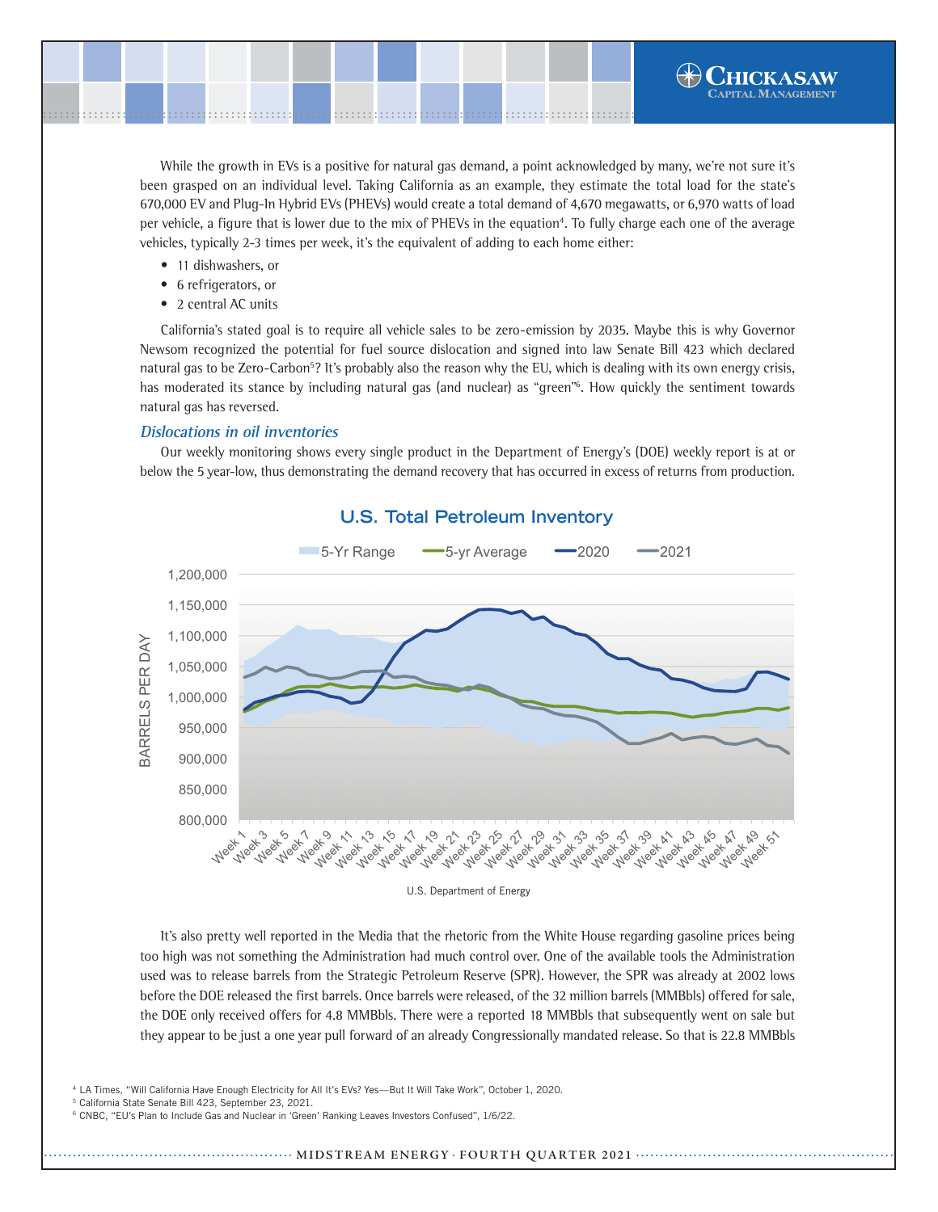While the growth in EVs is a positive for natural gas demand, a point acknowledged by many, we're not sure it's been grasped on an individual level. Taking California as an example, they estimate the total load for the state's 670,000 EV and Plug-In Hybrid EVs (PHEVs) would create a total demand of 4,670 megawatts, or 6,970 watts of load per vehicle, a figure that is lower due to the mix of PHEVs in the equation[4]. To fully charge each one of the average vehicles, typically 2-3 times per week, it's the equivalent of adding to each home either:

- 11 dishwashers, or
- 6 refrigerators, or
- 2 central AC units

California's stated goal is to require all vehicle sales to be zero-emission by 2035. Maybe this is why Governor Newsom recognized the potential for fuel source dislocation and signed into law Senate Bill 423 which declared natural gas to be Zero-Carbon[5]? It's probably also the reason why the EU, which is dealing with its own energy crisis, has moderated its stance by including natural gas (and nuclear) as "green"[6]. How quickly the sentiment towards natural gas has reversed.

### *Dislocations in oil inventories*

Our weekly monitoring shows every single product in the Department of Energy's (DOE) weekly report is at or below the 5 year-low, thus demonstrating the demand recovery that has occurred in excess of returns from production.

**U.S. Total Petroleum Inventory**

5-Yr Range, 5-yr Average, 2020, 2021

BARRELS PER DAY (800,000 – 1,200,000), Week 1 – Week 51

U.S. Department of Energy

It's also pretty well reported in the Media that the rhetoric from the White House regarding gasoline prices being too high was not something the Administration had much control over. One of the available tools the Administration used was to release barrels from the Strategic Petroleum Reserve (SPR). However, the SPR was already at 2002 lows before the DOE released the first barrels. Once barrels were released, of the 32 million barrels (MMBbls) offered for sale, the DOE only received offers for 4.8 MMBbls. There were a reported 18 MMBbls that subsequently went on sale but they appear to be just a one year pull forward of an already Congressionally mandated release. So that is 22.8 MMBbls

[4] LA Times, "Will California Have Enough Electricity for All It's EVs? Yes—But It Will Take Work", October 1, 2020.
[5] California State Senate Bill 423, September 23, 2021.
[6] CNBC, "EU's Plan to Include Gas and Nuclear in 'Green' Ranking Leaves Investors Confused", 1/6/22.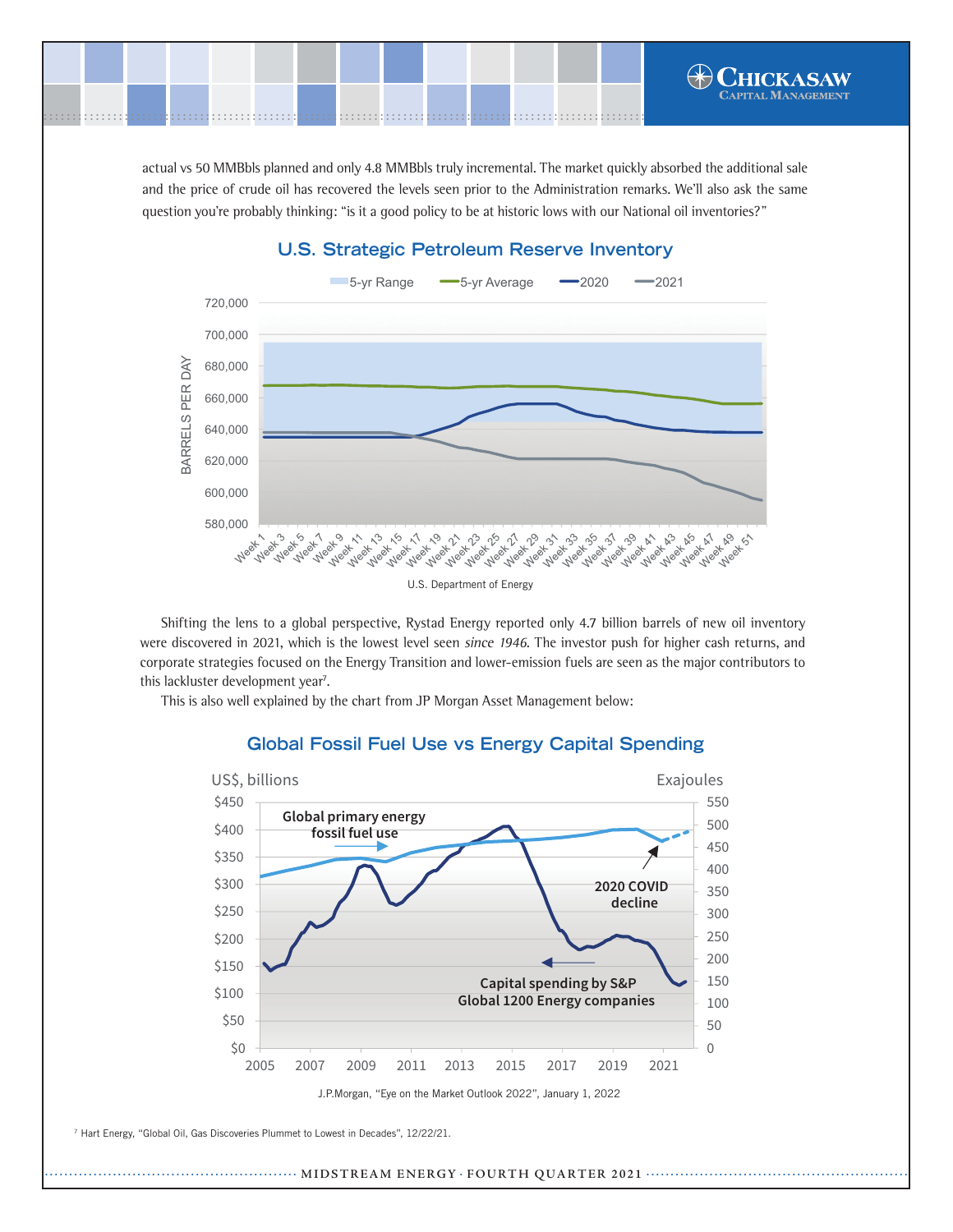actual vs 50 MMBbls planned and only 4.8 MMBbls truly incremental. The market quickly absorbed the additional sale and the price of crude oil has recovered the levels seen prior to the Administration remarks. We'll also ask the same question you're probably thinking: "is it a good policy to be at historic lows with our National oil inventories?"

**U.S. Strategic Petroleum Reserve Inventory**

U.S. Department of Energy

Shifting the lens to a global perspective, Rystad Energy reported only 4.7 billion barrels of new oil inventory were discovered in 2021, which is the lowest level seen *since 1946.* The investor push for higher cash returns, and corporate strategies focused on the Energy Transition and lower-emission fuels are seen as the major contributors to this lackluster development year[7].

This is also well explained by the chart from JP Morgan Asset Management below:

**Global Fossil Fuel Use vs Energy Capital Spending**

J.P.Morgan, "Eye on the Market Outlook 2022", January 1, 2022

[7] Hart Energy, "Global Oil, Gas Discoveries Plummet to Lowest in Decades", 12/22/21.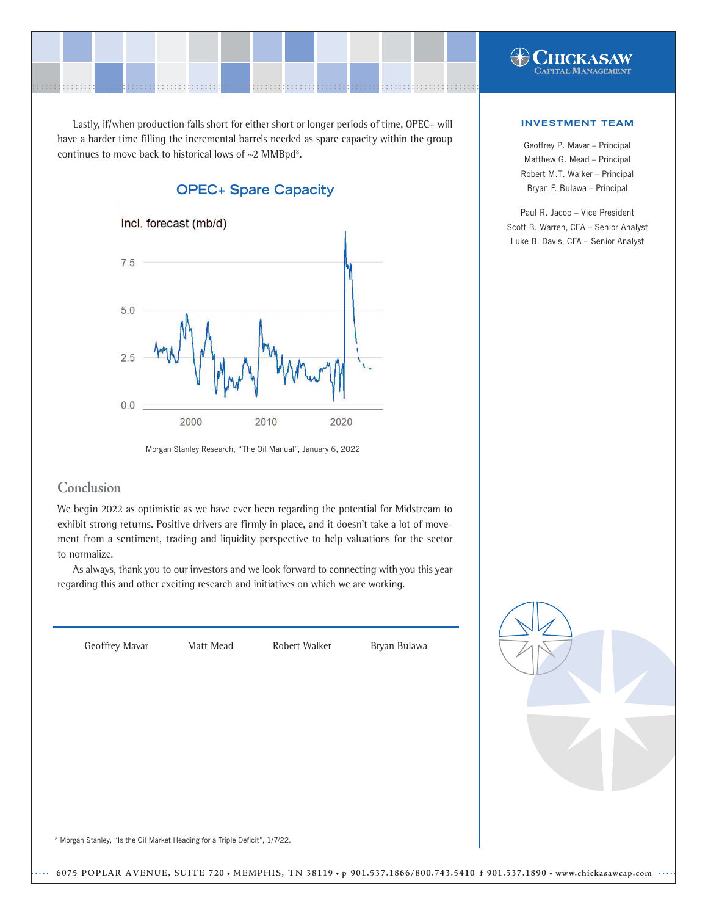Lastly, if/when production falls short for either short or longer periods of time, OPEC+ will have a harder time filling the incremental barrels needed as spare capacity within the group continues to move back to historical lows of ~2 MMBpd[8].

**OPEC+ Spare Capacity**

Incl. forecast (mb/d)

Morgan Stanley Research, "The Oil Manual", January 6, 2022

## Conclusion

We begin 2022 as optimistic as we have ever been regarding the potential for Midstream to exhibit strong returns. Positive drivers are firmly in place, and it doesn't take a lot of movement from a sentiment, trading and liquidity perspective to help valuations for the sector to normalize.

As always, thank you to our investors and we look forward to connecting with you this year regarding this and other exciting research and initiatives on which we are working.

Geoffrey Mavar    Matt Mead    Robert Walker    Bryan Bulawa

**INVESTMENT TEAM**

Geoffrey P. Mavar – Principal
Matthew G. Mead – Principal
Robert M.T. Walker – Principal
Bryan F. Bulawa – Principal

Paul R. Jacob – Vice President
Scott B. Warren, CFA – Senior Analyst
Luke B. Davis, CFA – Senior Analyst

[8] Morgan Stanley, "Is the Oil Market Heading for a Triple Deficit", 1/7/22.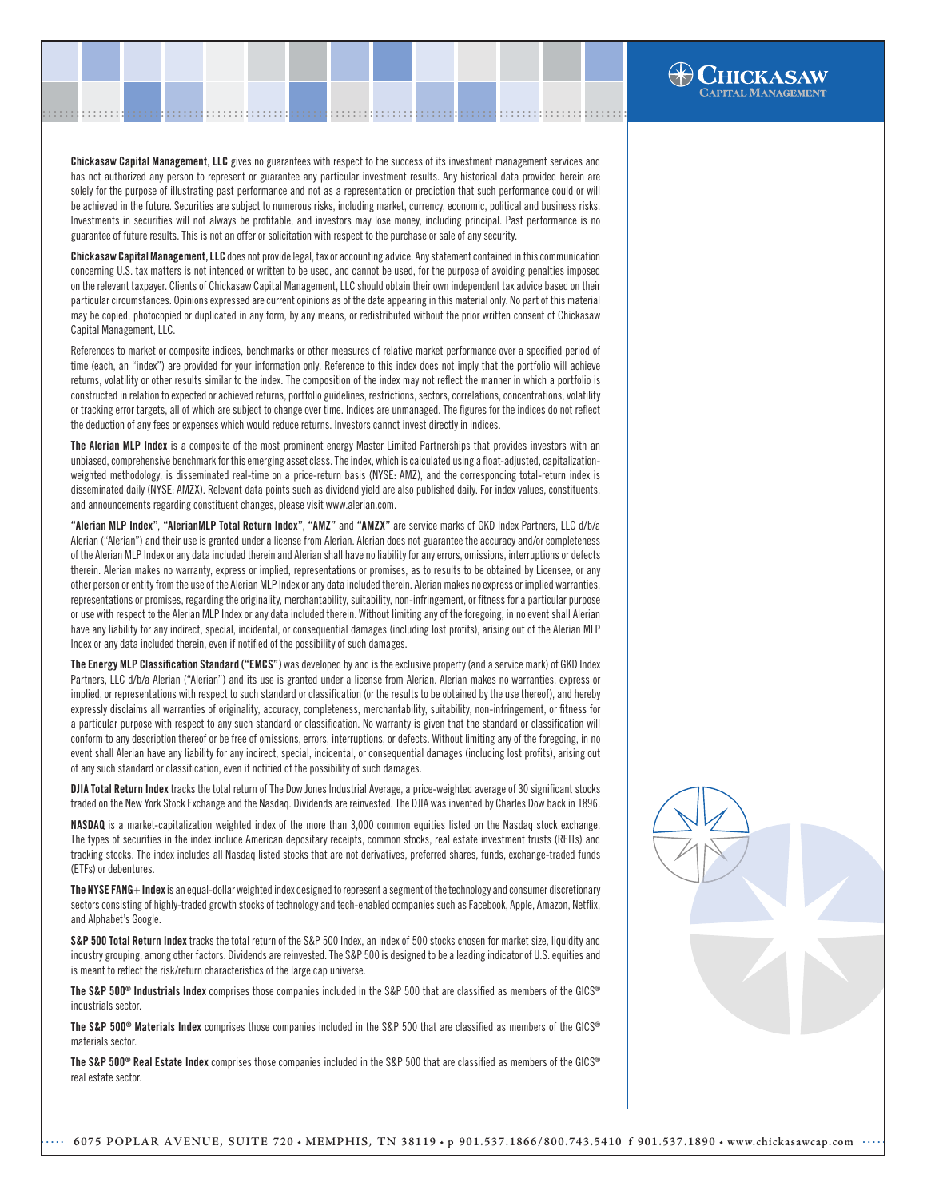**Chickasaw Capital Management, LLC** gives no guarantees with respect to the success of its investment management services and has not authorized any person to represent or guarantee any particular investment results. Any historical data provided herein are solely for the purpose of illustrating past performance and not as a representation or prediction that such performance could or will be achieved in the future. Securities are subject to numerous risks, including market, currency, economic, political and business risks. Investments in securities will not always be profitable, and investors may lose money, including principal. Past performance is no guarantee of future results. This is not an offer or solicitation with respect to the purchase or sale of any security.

**Chickasaw Capital Management, LLC** does not provide legal, tax or accounting advice. Any statement contained in this communication concerning U.S. tax matters is not intended or written to be used, and cannot be used, for the purpose of avoiding penalties imposed on the relevant taxpayer. Clients of Chickasaw Capital Management, LLC should obtain their own independent tax advice based on their particular circumstances. Opinions expressed are current opinions as of the date appearing in this material only. No part of this material may be copied, photocopied or duplicated in any form, by any means, or redistributed without the prior written consent of Chickasaw Capital Management, LLC.

References to market or composite indices, benchmarks or other measures of relative market performance over a specified period of time (each, an "index") are provided for your information only. Reference to this index does not imply that the portfolio will achieve returns, volatility or other results similar to the index. The composition of the index may not reflect the manner in which a portfolio is constructed in relation to expected or achieved returns, portfolio guidelines, restrictions, sectors, correlations, concentrations, volatility or tracking error targets, all of which are subject to change over time. Indices are unmanaged. The figures for the indices do not reflect the deduction of any fees or expenses which would reduce returns. Investors cannot invest directly in indices.

**The Alerian MLP Index** is a composite of the most prominent energy Master Limited Partnerships that provides investors with an unbiased, comprehensive benchmark for this emerging asset class. The index, which is calculated using a float-adjusted, capitalization-weighted methodology, is disseminated real-time on a price-return basis (NYSE: AMZ), and the corresponding total-return index is disseminated daily (NYSE: AMZX). Relevant data points such as dividend yield are also published daily. For index values, constituents, and announcements regarding constituent changes, please visit www.alerian.com.

**"Alerian MLP Index"**, **"AlerianMLP Total Return Index"**, **"AMZ"** and **"AMZX"** are service marks of GKD Index Partners, LLC d/b/a Alerian ("Alerian") and their use is granted under a license from Alerian. Alerian does not guarantee the accuracy and/or completeness of the Alerian MLP Index or any data included therein and Alerian shall have no liability for any errors, omissions, interruptions or defects therein. Alerian makes no warranty, express or implied, representations or promises, as to results to be obtained by Licensee, or any other person or entity from the use of the Alerian MLP Index or any data included therein. Alerian makes no express or implied warranties, representations or promises, regarding the originality, merchantability, suitability, non-infringement, or fitness for a particular purpose or use with respect to the Alerian MLP Index or any data included therein. Without limiting any of the foregoing, in no event shall Alerian have any liability for any indirect, special, incidental, or consequential damages (including lost profits), arising out of the Alerian MLP Index or any data included therein, even if notified of the possibility of such damages.

**The Energy MLP Classification Standard ("EMCS")** was developed by and is the exclusive property (and a service mark) of GKD Index Partners, LLC d/b/a Alerian ("Alerian") and its use is granted under a license from Alerian. Alerian makes no warranties, express or implied, or representations with respect to such standard or classification (or the results to be obtained by the use thereof), and hereby expressly disclaims all warranties of originality, accuracy, completeness, merchantability, suitability, non-infringement, or fitness for a particular purpose with respect to any such standard or classification. No warranty is given that the standard or classification will conform to any description thereof or be free of omissions, errors, interruptions, or defects. Without limiting any of the foregoing, in no event shall Alerian have any liability for any indirect, special, incidental, or consequential damages (including lost profits), arising out of any such standard or classification, even if notified of the possibility of such damages.

**DJIA Total Return Index** tracks the total return of The Dow Jones Industrial Average, a price-weighted average of 30 significant stocks traded on the New York Stock Exchange and the Nasdaq. Dividends are reinvested. The DJIA was invented by Charles Dow back in 1896.

**NASDAQ** is a market-capitalization weighted index of the more than 3,000 common equities listed on the Nasdaq stock exchange. The types of securities in the index include American depositary receipts, common stocks, real estate investment trusts (REITs) and tracking stocks. The index includes all Nasdaq listed stocks that are not derivatives, preferred shares, funds, exchange-traded funds (ETFs) or debentures.

**The NYSE FANG+ Index** is an equal-dollar weighted index designed to represent a segment of the technology and consumer discretionary sectors consisting of highly-traded growth stocks of technology and tech-enabled companies such as Facebook, Apple, Amazon, Netflix, and Alphabet's Google.

**S&P 500 Total Return Index** tracks the total return of the S&P 500 Index, an index of 500 stocks chosen for market size, liquidity and industry grouping, among other factors. Dividends are reinvested. The S&P 500 is designed to be a leading indicator of U.S. equities and is meant to reflect the risk/return characteristics of the large cap universe.

**The S&P 500® Industrials Index** comprises those companies included in the S&P 500 that are classified as members of the GICS® industrials sector.

**The S&P 500® Materials Index** comprises those companies included in the S&P 500 that are classified as members of the GICS® materials sector.

**The S&P 500® Real Estate Index** comprises those companies included in the S&P 500 that are classified as members of the GICS® real estate sector.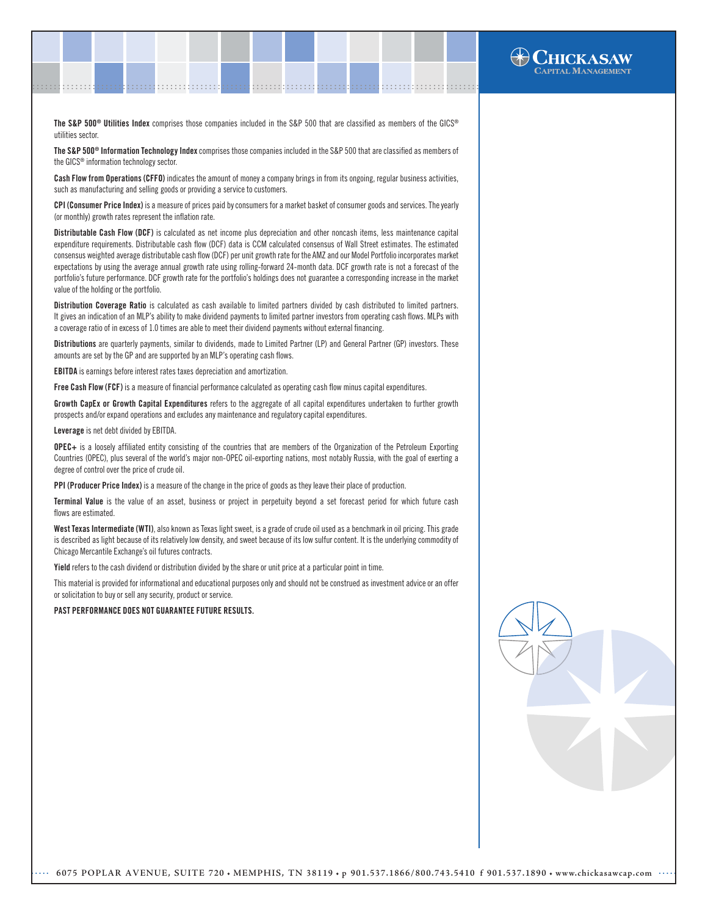**The S&P 500® Utilities Index** comprises those companies included in the S&P 500 that are classified as members of the GICS® utilities sector.

**The S&P 500® Information Technology Index** comprises those companies included in the S&P 500 that are classified as members of the GICS® information technology sector.

**Cash Flow from Operations (CFFO)** indicates the amount of money a company brings in from its ongoing, regular business activities, such as manufacturing and selling goods or providing a service to customers.

**CPI (Consumer Price Index)** is a measure of prices paid by consumers for a market basket of consumer goods and services. The yearly (or monthly) growth rates represent the inflation rate.

**Distributable Cash Flow (DCF)** is calculated as net income plus depreciation and other noncash items, less maintenance capital expenditure requirements. Distributable cash flow (DCF) data is CCM calculated consensus of Wall Street estimates. The estimated consensus weighted average distributable cash flow (DCF) per unit growth rate for the AMZ and our Model Portfolio incorporates market expectations by using the average annual growth rate using rolling-forward 24-month data. DCF growth rate is not a forecast of the portfolio's future performance. DCF growth rate for the portfolio's holdings does not guarantee a corresponding increase in the market value of the holding or the portfolio.

**Distribution Coverage Ratio** is calculated as cash available to limited partners divided by cash distributed to limited partners. It gives an indication of an MLP's ability to make dividend payments to limited partner investors from operating cash flows. MLPs with a coverage ratio of in excess of 1.0 times are able to meet their dividend payments without external financing.

**Distributions** are quarterly payments, similar to dividends, made to Limited Partner (LP) and General Partner (GP) investors. These amounts are set by the GP and are supported by an MLP's operating cash flows.

**EBITDA** is earnings before interest rates taxes depreciation and amortization.

**Free Cash Flow (FCF)** is a measure of financial performance calculated as operating cash flow minus capital expenditures.

**Growth CapEx or Growth Capital Expenditures** refers to the aggregate of all capital expenditures undertaken to further growth prospects and/or expand operations and excludes any maintenance and regulatory capital expenditures.

**Leverage** is net debt divided by EBITDA.

**OPEC+** is a loosely affiliated entity consisting of the countries that are members of the Organization of the Petroleum Exporting Countries (OPEC), plus several of the world's major non-OPEC oil-exporting nations, most notably Russia, with the goal of exerting a degree of control over the price of crude oil.

**PPI (Producer Price Index)** is a measure of the change in the price of goods as they leave their place of production.

**Terminal Value** is the value of an asset, business or project in perpetuity beyond a set forecast period for which future cash flows are estimated.

**West Texas Intermediate (WTI)**, also known as Texas light sweet, is a grade of crude oil used as a benchmark in oil pricing. This grade is described as light because of its relatively low density, and sweet because of its low sulfur content. It is the underlying commodity of Chicago Mercantile Exchange's oil futures contracts.

**Yield** refers to the cash dividend or distribution divided by the share or unit price at a particular point in time.

This material is provided for informational and educational purposes only and should not be construed as investment advice or an offer or solicitation to buy or sell any security, product or service.

**PAST PERFORMANCE DOES NOT GUARANTEE FUTURE RESULTS.**

6075 POPLAR AVENUE, SUITE 720 • MEMPHIS, TN 38119 • p 901.537.1866/800.743.5410 f 901.537.1890 • www.chickasawcap.com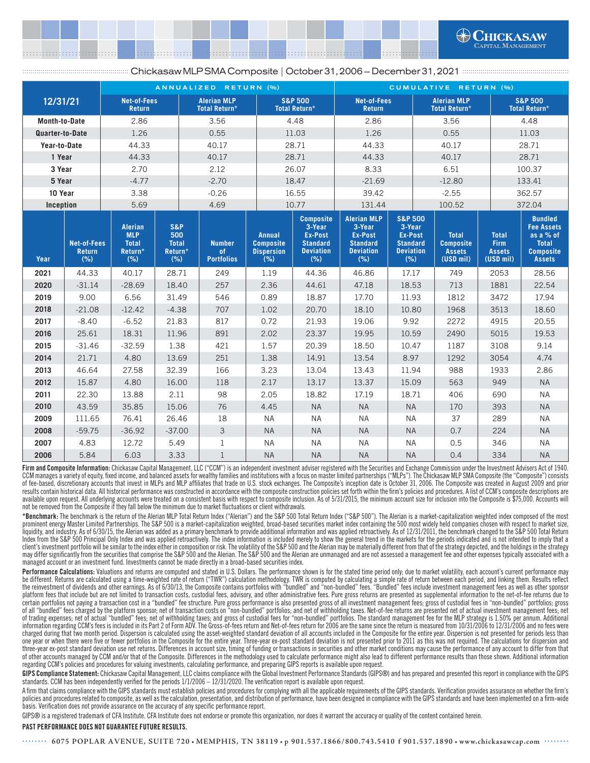# Chickasaw MLP SMA Composite | October 31, 2006 – December 31, 2021

| 12/31/21 | Annualized Return (%) | | | Cumulative Return (%) | | |
|---|---|---|---|---|---|---|
| | Net-of-Fees Return | Alerian MLP Total Return* | S&P 500 Total Return* | Net-of-Fees Return | Alerian MLP Total Return* | S&P 500 Total Return* |
| Month-to-Date | 2.86 | 3.56 | 4.48 | 2.86 | 3.56 | 4.48 |
| Quarter-to-Date | 1.26 | 0.55 | 11.03 | 1.26 | 0.55 | 11.03 |
| Year-to-Date | 44.33 | 40.17 | 28.71 | 44.33 | 40.17 | 28.71 |
| 1 Year | 44.33 | 40.17 | 28.71 | 44.33 | 40.17 | 28.71 |
| 3 Year | 2.70 | 2.12 | 26.07 | 8.33 | 6.51 | 100.37 |
| 5 Year | -4.77 | -2.70 | 18.47 | -21.69 | -12.80 | 133.41 |
| 10 Year | 3.38 | -0.26 | 16.55 | 39.42 | -2.55 | 362.57 |
| Inception | 5.69 | 4.69 | 10.77 | 131.44 | 100.52 | 372.04 |

| Year | Net-of-Fees Return (%) | Alerian MLP Total Return* (%) | S&P 500 Total Return* (%) | Number of Portfolios | Annual Composite Dispersion (%) | Composite 3-Year Ex-Post Standard Deviation (%) | Alerian MLP 3-Year Ex-Post Standard Deviation (%) | S&P 500 3-Year Ex-Post Standard Deviation (%) | Total Composite Assets (USD mil) | Total Firm Assets (USD mil) | Bundled Fee Assets as a % of Total Composite Assets |
|---|---|---|---|---|---|---|---|---|---|---|---|
| 2021 | 44.33 | 40.17 | 28.71 | 249 | 1.19 | 44.36 | 46.86 | 17.17 | 749 | 2053 | 28.56 |
| 2020 | -31.14 | -28.69 | 18.40 | 257 | 2.36 | 44.61 | 47.18 | 18.53 | 713 | 1881 | 22.54 |
| 2019 | 9.00 | 6.56 | 31.49 | 546 | 0.89 | 18.87 | 17.70 | 11.93 | 1812 | 3472 | 17.94 |
| 2018 | -21.08 | -12.42 | -4.38 | 707 | 1.02 | 20.70 | 18.10 | 10.80 | 1968 | 3513 | 18.60 |
| 2017 | -8.40 | -6.52 | 21.83 | 817 | 0.72 | 21.93 | 19.06 | 9.92 | 2272 | 4915 | 20.55 |
| 2016 | 25.61 | 18.31 | 11.96 | 891 | 2.02 | 23.37 | 19.95 | 10.59 | 2490 | 5015 | 19.53 |
| 2015 | -31.46 | -32.59 | 1.38 | 421 | 1.57 | 20.39 | 18.50 | 10.47 | 1187 | 3108 | 9.14 |
| 2014 | 21.71 | 4.80 | 13.69 | 251 | 1.38 | 14.91 | 13.54 | 8.97 | 1292 | 3054 | 4.74 |
| 2013 | 46.64 | 27.58 | 32.39 | 166 | 3.23 | 13.04 | 13.43 | 11.94 | 988 | 1933 | 2.86 |
| 2012 | 15.87 | 4.80 | 16.00 | 118 | 2.17 | 13.17 | 13.37 | 15.09 | 563 | 949 | NA |
| 2011 | 22.30 | 13.88 | 2.11 | 98 | 2.05 | 18.82 | 17.19 | 18.71 | 406 | 690 | NA |
| 2010 | 43.59 | 35.85 | 15.06 | 76 | 4.45 | NA | NA | NA | 170 | 393 | NA |
| 2009 | 111.65 | 76.41 | 26.46 | 18 | NA | NA | NA | NA | 37 | 289 | NA |
| 2008 | -59.75 | -36.92 | -37.00 | 3 | NA | NA | NA | NA | 0.7 | 224 | NA |
| 2007 | 4.83 | 12.72 | 5.49 | 1 | NA | NA | NA | NA | 0.5 | 346 | NA |
| 2006 | 5.84 | 6.03 | 3.33 | 1 | NA | NA | NA | NA | 0.4 | 334 | NA |

**Firm and Composite Information:** Chickasaw Capital Management, LLC ("CCM") is an independent investment adviser registered with the Securities and Exchange Commission under the Investment Advisers Act of 1940. CCM manages a variety of equity, fixed income, and balanced assets for wealthy families and institutions with a focus on master limited partnerships ("MLPs"). The Chickasaw MLP SMA Composite (the "Composite") consists of fee-based, discretionary accounts that invest in MLPs and MLP affiliates that trade on U.S. stock exchanges. The Composite's inception date is October 31, 2006. The Composite was created in August 2009 and prior results contain historical data. All historical performance was constructed in accordance with the composite construction policies set forth within the firm's policies and procedures. A list of CCM's composite descriptions are available upon request. All underlying accounts were treated on a consistent basis with respect to composite inclusion. As of 5/31/2015, the minimum account size for inclusion into the Composite is $75,000. Accounts will not be removed from the Composite if they fall below the minimum due to market fluctuations or client withdrawals.

**\*Benchmark:** The benchmark is the return of the Alerian MLP Total Return Index ("Alerian") and the S&P 500 Total Return Index ("S&P 500"). The Alerian is a market-capitalization weighted index composed of the most prominent energy Master Limited Partnerships. The S&P 500 is a market-capitalization weighted, broad-based securities market index containing the 500 most widely held companies chosen with respect to market size, liquidity, and industry. As of 6/30/15, the Alerian was added as a primary benchmark to provide additional information and was applied retroactively. As of 12/31/2011, the benchmark changed to the S&P 500 Total Return Index from the S&P 500 Principal Only Index and was applied retroactively. The index information is included merely to show the general trend in the markets for the periods indicated and is not intended to imply that a client's investment portfolio will be similar to the index either in composition or risk. The volatility of the S&P 500 and the Alerian may be materially different from that of the strategy depicted, and the holdings in the strategy may differ significantly from the securities that comprise the S&P 500 and the Alerian. The S&P 500 and the Alerian are unmanaged and are not assessed a management fee and other expenses typically associated with a managed account or an investment fund. Investments cannot be made directly in a broad-based securities index.

**Performance Calculations:** Valuations and returns are computed and stated in U.S. Dollars. The performance shown is for the stated time period only; due to market volatility, each account's current performance may be different. Returns are calculated using a time-weighted rate of return ("TWR") calculation methodology. TWR is computed by calculating a simple rate of return between each period, and linking them. Results reflect the reinvestment of dividends and other earnings. As of 6/30/13, the Composite contains portfolios with "bundled" and "non-bundled" fees. "Bundled" fees include investment management fees as well as other sponsor platform fees that include but are not limited to transaction costs, custodial fees, advisory, and other administrative fees. Pure gross returns are presented as supplemental information to the net-of-fee returns due to certain portfolios not paying a transaction cost in a "bundled" fee structure. Pure gross performance is also presented gross of all investment management fees; gross of custodial fees in "non-bundled" portfolios; gross of all "bundled" fees charged by the platform sponsor; net of transaction costs on "non-bundled" portfolios; and net of withholding taxes. Net-of-fee returns are presented net of actual investment management fees; net of trading expenses; net of actual "bundled" fees; net of withholding taxes; and gross of custodial fees for "non-bundled" portfolios. The standard management fee for the MLP strategy is 1.50% per annum. Additional information regarding CCM's fees is included in its Part 2 of Form ADV. The Gross-of-fees return and Net-of-fees return for 2006 are the same since the return is measured from 10/31/2006 to 12/31/2006 and no fees were charged during that two month period. Dispersion is calculated using the asset-weighted standard deviation of all accounts included in the Composite for the entire year. Dispersion is not presented for periods less than one year or when there were five or fewer portfolios in the Composite for the entire year. Three-year ex-post standard deviation is not presented prior to 2011 as this was not required. The calculations for dispersion and three-year ex-post standard deviation use net returns. Differences in account size, timing of funding or transactions in securities and other market conditions may cause the performance of any account to differ from that of other accounts managed by CCM and/or that of the Composite. Differences in the methodology used to calculate performance might also lead to different performance results than those shown. Additional information regarding CCM's policies and procedures for valuing investments, calculating performance, and preparing GIPS reports is available upon request.

**GIPS Compliance Statement:** Chickasaw Capital Management, LLC claims compliance with the Global Investment Performance Standards (GIPS®) and has prepared and presented this report in compliance with the GIPS standards. CCM has been independently verified for the periods 1/1/2006 – 12/31/2020. The verification report is available upon request.

A firm that claims compliance with the GIPS standards must establish policies and procedures for complying with all the applicable requirements of the GIPS standards. Verification provides assurance on whether the firm's policies and procedures related to composite, as well as the calculation, presentation, and distribution of performance, have been designed in compliance with the GIPS standards and have been implemented on a firm-wide basis. Verification does not provide assurance on the accuracy of any specific performance report.

GIPS® is a registered trademark of CFA Institute. CFA Institute does not endorse or promote this organization, nor does it warrant the accuracy or quality of the content contained herein.

**PAST PERFORMANCE DOES NOT GUARANTEE FUTURE RESULTS.**

6075 POPLAR AVENUE, SUITE 720 • MEMPHIS, TN 38119 • p 901.537.1866/800.743.5410 f 901.537.1890 • www.chickasawcap.com